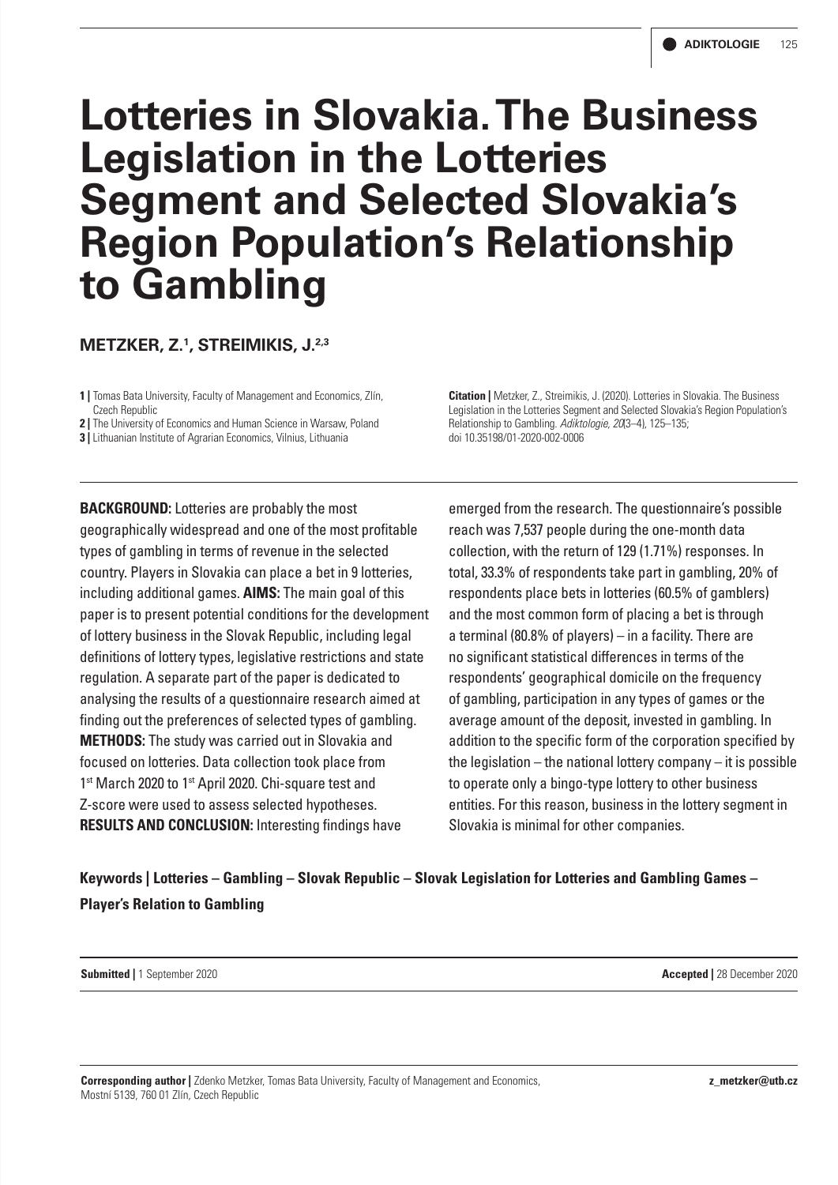# Lotteries in Slovakia. The Business Legislation in the Lotteries Segment and Selected Slovakia's Region Population's Relationship to Gambling

**METZKER, Z.[1], STREIMIKIS, J.[2,3]**

**1 |** Tomas Bata University, Faculty of Management and Economics, Zlín, Czech Republic
**2 |** The University of Economics and Human Science in Warsaw, Poland
**3 |** Lithuanian Institute of Agrarian Economics, Vilnius, Lithuania

**Citation |** Metzker, Z., Streimikis, J. (2020). Lotteries in Slovakia. The Business Legislation in the Lotteries Segment and Selected Slovakia's Region Population's Relationship to Gambling. *Adiktologie, 20*(3–4), 125–135; doi 10.35198/01-2020-002-0006

**BACKGROUND:** Lotteries are probably the most geographically widespread and one of the most profitable types of gambling in terms of revenue in the selected country. Players in Slovakia can place a bet in 9 lotteries, including additional games. **AIMS:** The main goal of this paper is to present potential conditions for the development of lottery business in the Slovak Republic, including legal definitions of lottery types, legislative restrictions and state regulation. A separate part of the paper is dedicated to analysing the results of a questionnaire research aimed at finding out the preferences of selected types of gambling. **METHODS:** The study was carried out in Slovakia and focused on lotteries. Data collection took place from 1st March 2020 to 1st April 2020. Chi-square test and Z-score were used to assess selected hypotheses. **RESULTS AND CONCLUSION:** Interesting findings have emerged from the research. The questionnaire's possible reach was 7,537 people during the one-month data collection, with the return of 129 (1.71%) responses. In total, 33.3% of respondents take part in gambling, 20% of respondents place bets in lotteries (60.5% of gamblers) and the most common form of placing a bet is through a terminal (80.8% of players) – in a facility. There are no significant statistical differences in terms of the respondents' geographical domicile on the frequency of gambling, participation in any types of games or the average amount of the deposit, invested in gambling. In addition to the specific form of the corporation specified by the legislation – the national lottery company – it is possible to operate only a bingo-type lottery to other business entities. For this reason, business in the lottery segment in Slovakia is minimal for other companies.

**Keywords | Lotteries – Gambling – Slovak Republic – Slovak Legislation for Lotteries and Gambling Games – Player's Relation to Gambling**

**Submitted |** 1 September 2020

**Accepted |** 28 December 2020

**Corresponding author |** Zdenko Metzker, Tomas Bata University, Faculty of Management and Economics, Mostní 5139, 760 01 Zlín, Czech Republic

**z_metzker@utb.cz**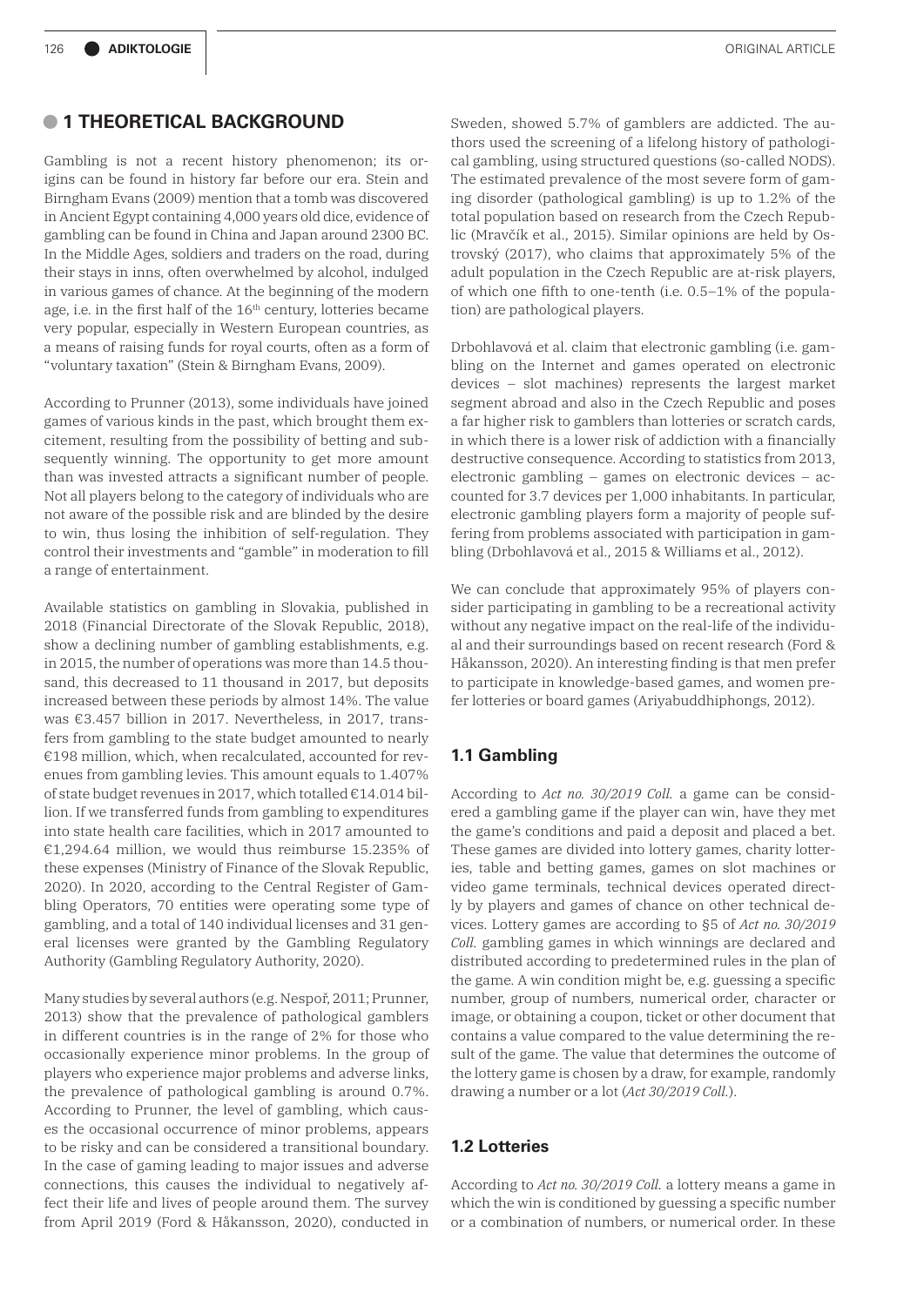## 1 THEORETICAL BACKGROUND

Gambling is not a recent history phenomenon; its origins can be found in history far before our era. Stein and Birngham Evans (2009) mention that a tomb was discovered in Ancient Egypt containing 4,000 years old dice, evidence of gambling can be found in China and Japan around 2300 BC. In the Middle Ages, soldiers and traders on the road, during their stays in inns, often overwhelmed by alcohol, indulged in various games of chance. At the beginning of the modern age, i.e. in the first half of the 16th century, lotteries became very popular, especially in Western European countries, as a means of raising funds for royal courts, often as a form of "voluntary taxation" (Stein & Birngham Evans, 2009).

According to Prunner (2013), some individuals have joined games of various kinds in the past, which brought them excitement, resulting from the possibility of betting and subsequently winning. The opportunity to get more amount than was invested attracts a significant number of people. Not all players belong to the category of individuals who are not aware of the possible risk and are blinded by the desire to win, thus losing the inhibition of self-regulation. They control their investments and "gamble" in moderation to fill a range of entertainment.

Available statistics on gambling in Slovakia, published in 2018 (Financial Directorate of the Slovak Republic, 2018), show a declining number of gambling establishments, e.g. in 2015, the number of operations was more than 14.5 thousand, this decreased to 11 thousand in 2017, but deposits increased between these periods by almost 14%. The value was €3.457 billion in 2017. Nevertheless, in 2017, transfers from gambling to the state budget amounted to nearly €198 million, which, when recalculated, accounted for revenues from gambling levies. This amount equals to 1.407% of state budget revenues in 2017, which totalled €14.014 billion. If we transferred funds from gambling to expenditures into state health care facilities, which in 2017 amounted to €1,294.64 million, we would thus reimburse 15.235% of these expenses (Ministry of Finance of the Slovak Republic, 2020). In 2020, according to the Central Register of Gambling Operators, 70 entities were operating some type of gambling, and a total of 140 individual licenses and 31 general licenses were granted by the Gambling Regulatory Authority (Gambling Regulatory Authority, 2020).

Many studies by several authors (e.g. Nespoř, 2011; Prunner, 2013) show that the prevalence of pathological gamblers in different countries is in the range of 2% for those who occasionally experience minor problems. In the group of players who experience major problems and adverse links, the prevalence of pathological gambling is around 0.7%. According to Prunner, the level of gambling, which causes the occasional occurrence of minor problems, appears to be risky and can be considered a transitional boundary. In the case of gaming leading to major issues and adverse connections, this causes the individual to negatively affect their life and lives of people around them. The survey from April 2019 (Ford & Håkansson, 2020), conducted in Sweden, showed 5.7% of gamblers are addicted. The authors used the screening of a lifelong history of pathological gambling, using structured questions (so-called NODS). The estimated prevalence of the most severe form of gaming disorder (pathological gambling) is up to 1.2% of the total population based on research from the Czech Republic (Mravčík et al., 2015). Similar opinions are held by Ostrovský (2017), who claims that approximately 5% of the adult population in the Czech Republic are at-risk players, of which one fifth to one-tenth (i.e. 0.5–1% of the population) are pathological players.

Drbohlavová et al. claim that electronic gambling (i.e. gambling on the Internet and games operated on electronic devices – slot machines) represents the largest market segment abroad and also in the Czech Republic and poses a far higher risk to gamblers than lotteries or scratch cards, in which there is a lower risk of addiction with a financially destructive consequence. According to statistics from 2013, electronic gambling – games on electronic devices – accounted for 3.7 devices per 1,000 inhabitants. In particular, electronic gambling players form a majority of people suffering from problems associated with participation in gambling (Drbohlavová et al., 2015 & Williams et al., 2012).

We can conclude that approximately 95% of players consider participating in gambling to be a recreational activity without any negative impact on the real-life of the individual and their surroundings based on recent research (Ford & Håkansson, 2020). An interesting finding is that men prefer to participate in knowledge-based games, and women prefer lotteries or board games (Ariyabuddhiphongs, 2012).

### 1.1 Gambling

According to *Act no. 30/2019 Coll.* a game can be considered a gambling game if the player can win, have they met the game's conditions and paid a deposit and placed a bet. These games are divided into lottery games, charity lotteries, table and betting games, games on slot machines or video game terminals, technical devices operated directly by players and games of chance on other technical devices. Lottery games are according to §5 of *Act no. 30/2019 Coll.* gambling games in which winnings are declared and distributed according to predetermined rules in the plan of the game. A win condition might be, e.g. guessing a specific number, group of numbers, numerical order, character or image, or obtaining a coupon, ticket or other document that contains a value compared to the value determining the result of the game. The value that determines the outcome of the lottery game is chosen by a draw, for example, randomly drawing a number or a lot (*Act 30/2019 Coll.*).

### 1.2 Lotteries

According to *Act no. 30/2019 Coll.* a lottery means a game in which the win is conditioned by guessing a specific number or a combination of numbers, or numerical order. In these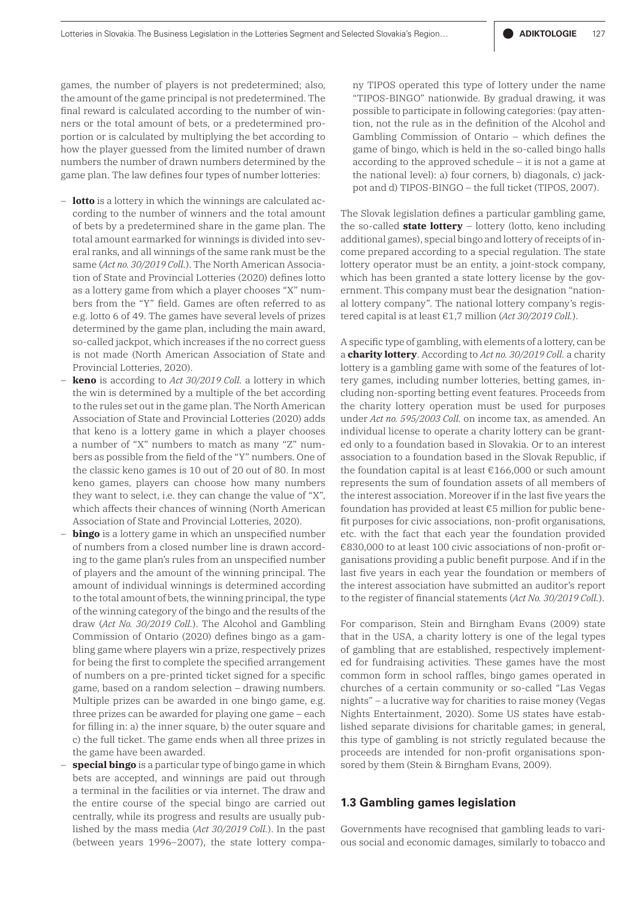games, the number of players is not predetermined; also, the amount of the game principal is not predetermined. The final reward is calculated according to the number of winners or the total amount of bets, or a predetermined proportion or is calculated by multiplying the bet according to how the player guessed from the limited number of drawn numbers the number of drawn numbers determined by the game plan. The law defines four types of number lotteries:

- **lotto** is a lottery in which the winnings are calculated according to the number of winners and the total amount of bets by a predetermined share in the game plan. The total amount earmarked for winnings is divided into several ranks, and all winnings of the same rank must be the same (*Act no. 30/2019 Coll.*). The North American Association of State and Provincial Lotteries (2020) defines lotto as a lottery game from which a player chooses "X" numbers from the "Y" field. Games are often referred to as e.g. lotto 6 of 49. The games have several levels of prizes determined by the game plan, including the main award, so-called jackpot, which increases if the no correct guess is not made (North American Association of State and Provincial Lotteries, 2020).
- **keno** is according to *Act 30/2019 Coll.* a lottery in which the win is determined by a multiple of the bet according to the rules set out in the game plan. The North American Association of State and Provincial Lotteries (2020) adds that keno is a lottery game in which a player chooses a number of "X" numbers to match as many "Z" numbers as possible from the field of the "Y" numbers. One of the classic keno games is 10 out of 20 out of 80. In most keno games, players can choose how many numbers they want to select, i.e. they can change the value of "X", which affects their chances of winning (North American Association of State and Provincial Lotteries, 2020).
- **bingo** is a lottery game in which an unspecified number of numbers from a closed number line is drawn according to the game plan's rules from an unspecified number of players and the amount of the winning principal. The amount of individual winnings is determined according to the total amount of bets, the winning principal, the type of the winning category of the bingo and the results of the draw (*Act No. 30/2019 Coll.*). The Alcohol and Gambling Commission of Ontario (2020) defines bingo as a gambling game where players win a prize, respectively prizes for being the first to complete the specified arrangement of numbers on a pre-printed ticket signed for a specific game, based on a random selection – drawing numbers. Multiple prizes can be awarded in one bingo game, e.g. three prizes can be awarded for playing one game – each for filling in: a) the inner square, b) the outer square and c) the full ticket. The game ends when all three prizes in the game have been awarded.
- **special bingo** is a particular type of bingo game in which bets are accepted, and winnings are paid out through a terminal in the facilities or via internet. The draw and the entire course of the special bingo are carried out centrally, while its progress and results are usually published by the mass media (*Act 30/2019 Coll.*). In the past (between years 1996–2007), the state lottery company TIPOS operated this type of lottery under the name "TIPOS-BINGO" nationwide. By gradual drawing, it was possible to participate in following categories: (pay attention, not the rule as in the definition of the Alcohol and Gambling Commission of Ontario – which defines the game of bingo, which is held in the so-called bingo halls according to the approved schedule – it is not a game at the national level): a) four corners, b) diagonals, c) jackpot and d) TIPOS-BINGO – the full ticket (TIPOS, 2007).

The Slovak legislation defines a particular gambling game, the so-called **state lottery** – lottery (lotto, keno including additional games), special bingo and lottery of receipts of income prepared according to a special regulation. The state lottery operator must be an entity, a joint-stock company, which has been granted a state lottery license by the government. This company must bear the designation "national lottery company". The national lottery company's registered capital is at least €1,7 million (*Act 30/2019 Coll.*).

A specific type of gambling, with elements of a lottery, can be a **charity lottery**. According to *Act no. 30/2019 Coll.* a charity lottery is a gambling game with some of the features of lottery games, including number lotteries, betting games, including non-sporting betting event features. Proceeds from the charity lottery operation must be used for purposes under *Act no. 595/2003 Coll.* on income tax, as amended. An individual license to operate a charity lottery can be granted only to a foundation based in Slovakia. Or to an interest association to a foundation based in the Slovak Republic, if the foundation capital is at least €166,000 or such amount represents the sum of foundation assets of all members of the interest association. Moreover if in the last five years the foundation has provided at least €5 million for public benefit purposes for civic associations, non-profit organisations, etc. with the fact that each year the foundation provided €830,000 to at least 100 civic associations of non-profit organisations providing a public benefit purpose. And if in the last five years in each year the foundation or members of the interest association have submitted an auditor's report to the register of financial statements (*Act No. 30/2019 Coll.*).

For comparison, Stein and Birngham Evans (2009) state that in the USA, a charity lottery is one of the legal types of gambling that are established, respectively implemented for fundraising activities. These games have the most common form in school raffles, bingo games operated in churches of a certain community or so-called "Las Vegas nights" – a lucrative way for charities to raise money (Vegas Nights Entertainment, 2020). Some US states have established separate divisions for charitable games; in general, this type of gambling is not strictly regulated because the proceeds are intended for non-profit organisations sponsored by them (Stein & Birngham Evans, 2009).

## 1.3 Gambling games legislation

Governments have recognised that gambling leads to various social and economic damages, similarly to tobacco and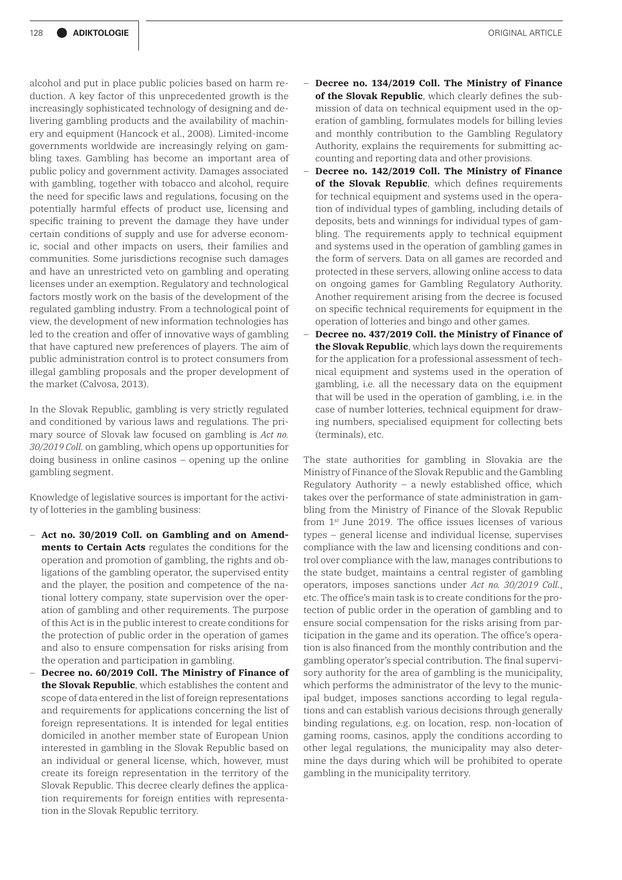alcohol and put in place public policies based on harm reduction. A key factor of this unprecedented growth is the increasingly sophisticated technology of designing and delivering gambling products and the availability of machinery and equipment (Hancock et al., 2008). Limited-income governments worldwide are increasingly relying on gambling taxes. Gambling has become an important area of public policy and government activity. Damages associated with gambling, together with tobacco and alcohol, require the need for specific laws and regulations, focusing on the potentially harmful effects of product use, licensing and specific training to prevent the damage they have under certain conditions of supply and use for adverse economic, social and other impacts on users, their families and communities. Some jurisdictions recognise such damages and have an unrestricted veto on gambling and operating licenses under an exemption. Regulatory and technological factors mostly work on the basis of the development of the regulated gambling industry. From a technological point of view, the development of new information technologies has led to the creation and offer of innovative ways of gambling that have captured new preferences of players. The aim of public administration control is to protect consumers from illegal gambling proposals and the proper development of the market (Calvosa, 2013).

In the Slovak Republic, gambling is very strictly regulated and conditioned by various laws and regulations. The primary source of Slovak law focused on gambling is *Act no. 30/2019 Coll.* on gambling, which opens up opportunities for doing business in online casinos – opening up the online gambling segment.

Knowledge of legislative sources is important for the activity of lotteries in the gambling business:

- **Act no. 30/2019 Coll. on Gambling and on Amendments to Certain Acts** regulates the conditions for the operation and promotion of gambling, the rights and obligations of the gambling operator, the supervised entity and the player, the position and competence of the national lottery company, state supervision over the operation of gambling and other requirements. The purpose of this Act is in the public interest to create conditions for the protection of public order in the operation of games and also to ensure compensation for risks arising from the operation and participation in gambling.
- **Decree no. 60/2019 Coll. The Ministry of Finance of the Slovak Republic**, which establishes the content and scope of data entered in the list of foreign representations and requirements for applications concerning the list of foreign representations. It is intended for legal entities domiciled in another member state of European Union interested in gambling in the Slovak Republic based on an individual or general license, which, however, must create its foreign representation in the territory of the Slovak Republic. This decree clearly defines the application requirements for foreign entities with representation in the Slovak Republic territory.
- **Decree no. 134/2019 Coll. The Ministry of Finance of the Slovak Republic**, which clearly defines the submission of data on technical equipment used in the operation of gambling, formulates models for billing levies and monthly contribution to the Gambling Regulatory Authority, explains the requirements for submitting accounting and reporting data and other provisions.
- **Decree no. 142/2019 Coll. The Ministry of Finance of the Slovak Republic**, which defines requirements for technical equipment and systems used in the operation of individual types of gambling, including details of deposits, bets and winnings for individual types of gambling. The requirements apply to technical equipment and systems used in the operation of gambling games in the form of servers. Data on all games are recorded and protected in these servers, allowing online access to data on ongoing games for Gambling Regulatory Authority. Another requirement arising from the decree is focused on specific technical requirements for equipment in the operation of lotteries and bingo and other games.
- **Decree no. 437/2019 Coll. the Ministry of Finance of the Slovak Republic**, which lays down the requirements for the application for a professional assessment of technical equipment and systems used in the operation of gambling, i.e. all the necessary data on the equipment that will be used in the operation of gambling, i.e. in the case of number lotteries, technical equipment for drawing numbers, specialised equipment for collecting bets (terminals), etc.

The state authorities for gambling in Slovakia are the Ministry of Finance of the Slovak Republic and the Gambling Regulatory Authority – a newly established office, which takes over the performance of state administration in gambling from the Ministry of Finance of the Slovak Republic from 1st June 2019. The office issues licenses of various types – general license and individual license, supervises compliance with the law and licensing conditions and control over compliance with the law, manages contributions to the state budget, maintains a central register of gambling operators, imposes sanctions under *Act no. 30/2019 Coll.*, etc. The office's main task is to create conditions for the protection of public order in the operation of gambling and to ensure social compensation for the risks arising from participation in the game and its operation. The office's operation is also financed from the monthly contribution and the gambling operator's special contribution. The final supervisory authority for the area of gambling is the municipality, which performs the administrator of the levy to the municipal budget, imposes sanctions according to legal regulations and can establish various decisions through generally binding regulations, e.g. on location, resp. non-location of gaming rooms, casinos, apply the conditions according to other legal regulations, the municipality may also determine the days during which will be prohibited to operate gambling in the municipality territory.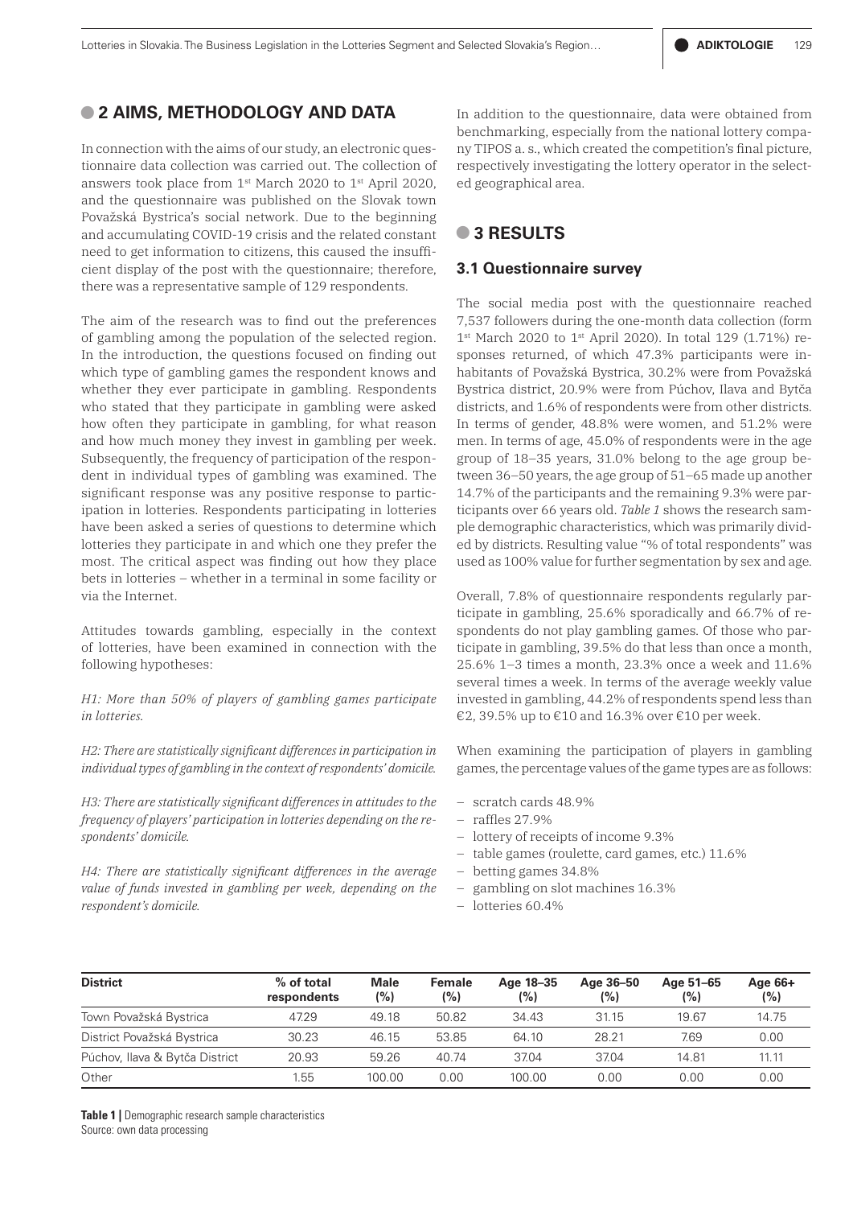## 2 AIMS, METHODOLOGY AND DATA

In connection with the aims of our study, an electronic questionnaire data collection was carried out. The collection of answers took place from 1st March 2020 to 1st April 2020, and the questionnaire was published on the Slovak town Považská Bystrica's social network. Due to the beginning and accumulating COVID-19 crisis and the related constant need to get information to citizens, this caused the insufficient display of the post with the questionnaire; therefore, there was a representative sample of 129 respondents.

The aim of the research was to find out the preferences of gambling among the population of the selected region. In the introduction, the questions focused on finding out which type of gambling games the respondent knows and whether they ever participate in gambling. Respondents who stated that they participate in gambling were asked how often they participate in gambling, for what reason and how much money they invest in gambling per week. Subsequently, the frequency of participation of the respondent in individual types of gambling was examined. The significant response was any positive response to participation in lotteries. Respondents participating in lotteries have been asked a series of questions to determine which lotteries they participate in and which one they prefer the most. The critical aspect was finding out how they place bets in lotteries – whether in a terminal in some facility or via the Internet.

Attitudes towards gambling, especially in the context of lotteries, have been examined in connection with the following hypotheses:

*H1: More than 50% of players of gambling games participate in lotteries.*

*H2: There are statistically significant differences in participation in individual types of gambling in the context of respondents' domicile.*

*H3: There are statistically significant differences in attitudes to the frequency of players' participation in lotteries depending on the respondents' domicile.*

*H4: There are statistically significant differences in the average value of funds invested in gambling per week, depending on the respondent's domicile.*

In addition to the questionnaire, data were obtained from benchmarking, especially from the national lottery company TIPOS a. s., which created the competition's final picture, respectively investigating the lottery operator in the selected geographical area.

## 3 RESULTS

### 3.1 Questionnaire survey

The social media post with the questionnaire reached 7,537 followers during the one-month data collection (form 1st March 2020 to 1st April 2020). In total 129 (1.71%) responses returned, of which 47.3% participants were inhabitants of Považská Bystrica, 30.2% were from Považská Bystrica district, 20.9% were from Púchov, Ilava and Bytča districts, and 1.6% of respondents were from other districts. In terms of gender, 48.8% were women, and 51.2% were men. In terms of age, 45.0% of respondents were in the age group of 18–35 years, 31.0% belong to the age group between 36–50 years, the age group of 51–65 made up another 14.7% of the participants and the remaining 9.3% were participants over 66 years old. *Table 1* shows the research sample demographic characteristics, which was primarily divided by districts. Resulting value "% of total respondents" was used as 100% value for further segmentation by sex and age.

Overall, 7.8% of questionnaire respondents regularly participate in gambling, 25.6% sporadically and 66.7% of respondents do not play gambling games. Of those who participate in gambling, 39.5% do that less than once a month, 25.6% 1–3 times a month, 23.3% once a week and 11.6% several times a week. In terms of the average weekly value invested in gambling, 44.2% of respondents spend less than €2, 39.5% up to €10 and 16.3% over €10 per week.

When examining the participation of players in gambling games, the percentage values of the game types are as follows:

- scratch cards 48.9%
- raffles 27.9%
- lottery of receipts of income 9.3%
- table games (roulette, card games, etc.) 11.6%
- betting games 34.8%
- gambling on slot machines 16.3%
- lotteries 60.4%

| District | % of total respondents | Male (%) | Female (%) | Age 18–35 (%) | Age 36–50 (%) | Age 51–65 (%) | Age 66+ (%) |
|---|---|---|---|---|---|---|---|
| Town Považská Bystrica | 47.29 | 49.18 | 50.82 | 34.43 | 31.15 | 19.67 | 14.75 |
| District Považská Bystrica | 30.23 | 46.15 | 53.85 | 64.10 | 28.21 | 7.69 | 0.00 |
| Púchov, Ilava & Bytča District | 20.93 | 59.26 | 40.74 | 37.04 | 37.04 | 14.81 | 11.11 |
| Other | 1.55 | 100.00 | 0.00 | 100.00 | 0.00 | 0.00 | 0.00 |

**Table 1 |** Demographic research sample characteristics
Source: own data processing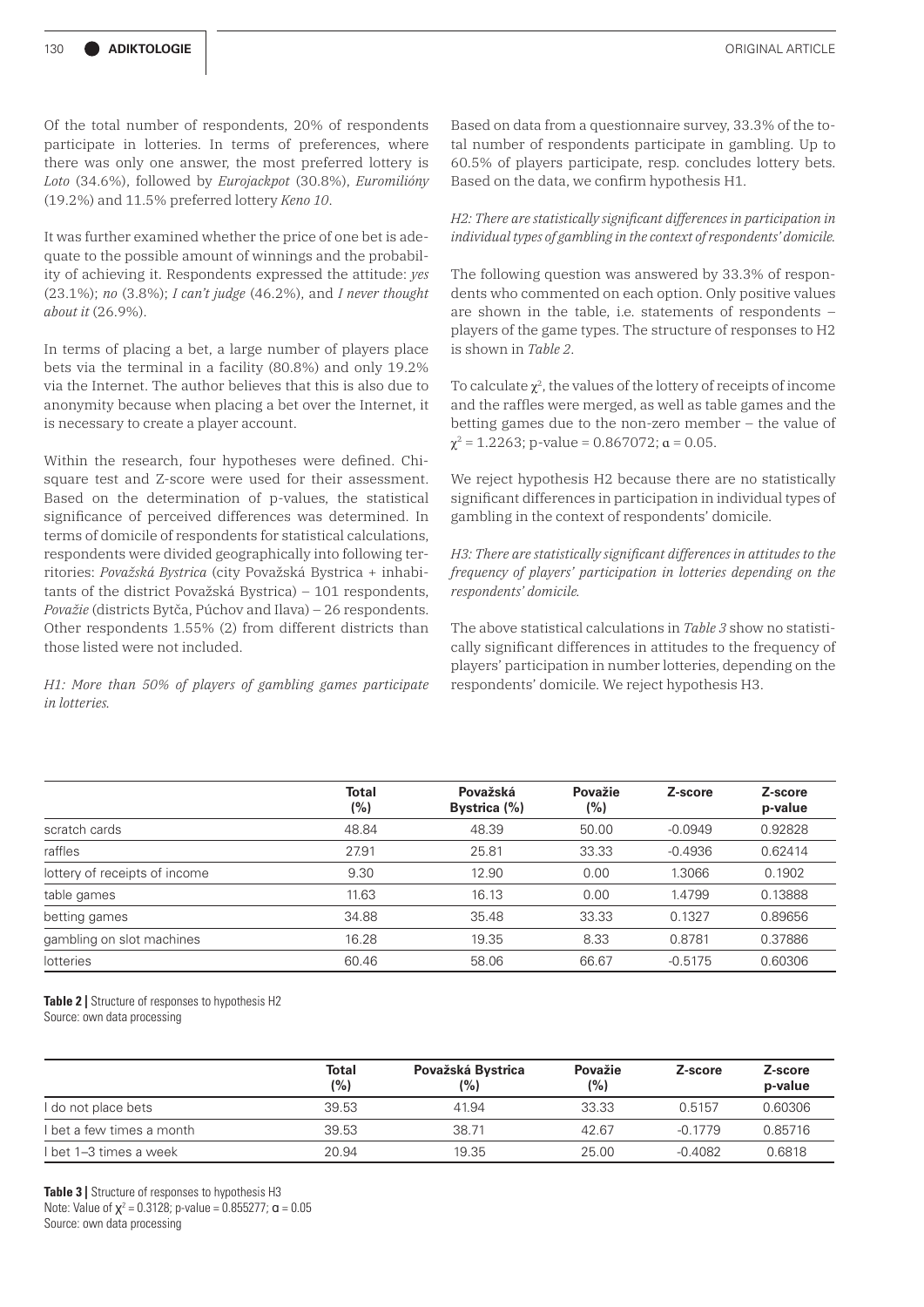Of the total number of respondents, 20% of respondents participate in lotteries. In terms of preferences, where there was only one answer, the most preferred lottery is *Loto* (34.6%), followed by *Eurojackpot* (30.8%), *Euromilióny* (19.2%) and 11.5% preferred lottery *Keno 10*.

It was further examined whether the price of one bet is adequate to the possible amount of winnings and the probability of achieving it. Respondents expressed the attitude: *yes* (23.1%); *no* (3.8%); *I can't judge* (46.2%), and *I never thought about it* (26.9%).

In terms of placing a bet, a large number of players place bets via the terminal in a facility (80.8%) and only 19.2% via the Internet. The author believes that this is also due to anonymity because when placing a bet over the Internet, it is necessary to create a player account.

Within the research, four hypotheses were defined. Chi-square test and Z-score were used for their assessment. Based on the determination of p-values, the statistical significance of perceived differences was determined. In terms of domicile of respondents for statistical calculations, respondents were divided geographically into following territories: *Považská Bystrica* (city Považská Bystrica + inhabitants of the district Považská Bystrica) – 101 respondents, *Považie* (districts Bytča, Púchov and Ilava) – 26 respondents. Other respondents 1.55% (2) from different districts than those listed were not included.

*H1: More than 50% of players of gambling games participate in lotteries.*

Based on data from a questionnaire survey, 33.3% of the total number of respondents participate in gambling. Up to 60.5% of players participate, resp. concludes lottery bets. Based on the data, we confirm hypothesis H1.

*H2: There are statistically significant differences in participation in individual types of gambling in the context of respondents' domicile.*

The following question was answered by 33.3% of respondents who commented on each option. Only positive values are shown in the table, i.e. statements of respondents – players of the game types. The structure of responses to H2 is shown in *Table 2*.

To calculate $\chi^2$, the values of the lottery of receipts of income and the raffles were merged, as well as table games and the betting games due to the non-zero member – the value of $\chi^2 = 1.2263$; p-value = 0.867072; $\alpha = 0.05$.

We reject hypothesis H2 because there are no statistically significant differences in participation in individual types of gambling in the context of respondents' domicile.

*H3: There are statistically significant differences in attitudes to the frequency of players' participation in lotteries depending on the respondents' domicile.*

The above statistical calculations in *Table 3* show no statistically significant differences in attitudes to the frequency of players' participation in number lotteries, depending on the respondents' domicile. We reject hypothesis H3.

| | Total (%) | Považská Bystrica (%) | Považie (%) | Z-score | Z-score p-value |
|---|---|---|---|---|---|
| scratch cards | 48.84 | 48.39 | 50.00 | -0.0949 | 0.92828 |
| raffles | 27.91 | 25.81 | 33.33 | -0.4936 | 0.62414 |
| lottery of receipts of income | 9.30 | 12.90 | 0.00 | 1.3066 | 0.1902 |
| table games | 11.63 | 16.13 | 0.00 | 1.4799 | 0.13888 |
| betting games | 34.88 | 35.48 | 33.33 | 0.1327 | 0.89656 |
| gambling on slot machines | 16.28 | 19.35 | 8.33 | 0.8781 | 0.37886 |
| lotteries | 60.46 | 58.06 | 66.67 | -0.5175 | 0.60306 |

**Table 2 |** Structure of responses to hypothesis H2
Source: own data processing

| | Total (%) | Považská Bystrica (%) | Považie (%) | Z-score | Z-score p-value |
|---|---|---|---|---|---|
| I do not place bets | 39.53 | 41.94 | 33.33 | 0.5157 | 0.60306 |
| I bet a few times a month | 39.53 | 38.71 | 42.67 | -0.1779 | 0.85716 |
| I bet 1–3 times a week | 20.94 | 19.35 | 25.00 | -0.4082 | 0.6818 |

**Table 3 |** Structure of responses to hypothesis H3
Note: Value of $\chi^2 = 0.3128$; p-value = 0.855277; $\alpha = 0.05$
Source: own data processing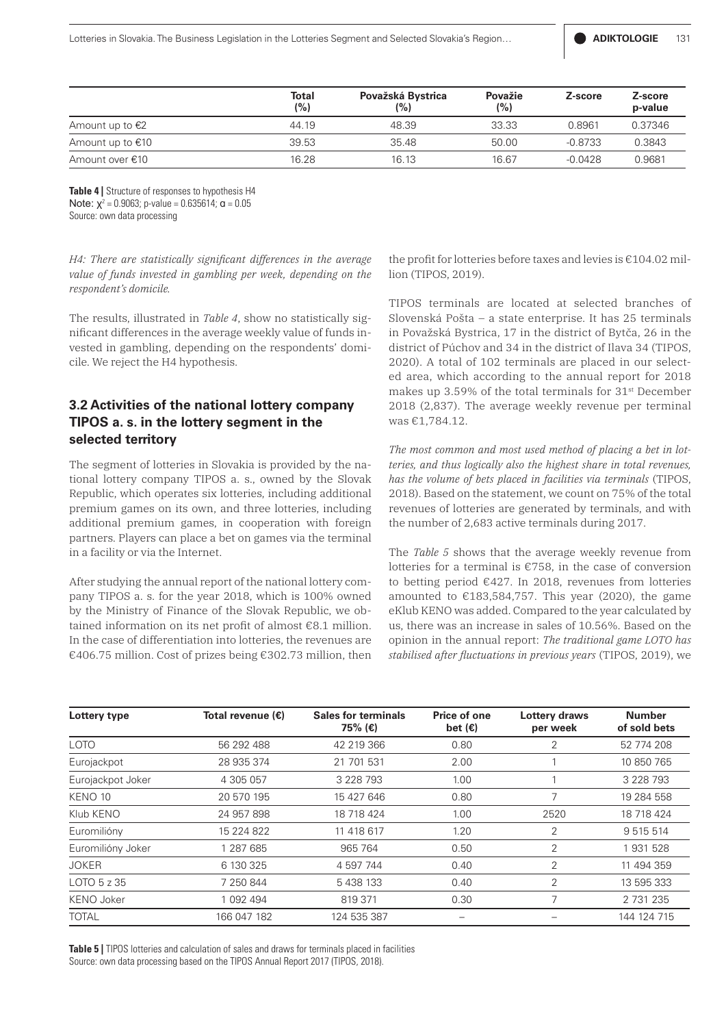| | Total (%) | Považská Bystrica (%) | Považie (%) | Z-score | Z-score p-value |
|---|---|---|---|---|---|
| Amount up to €2 | 44.19 | 48.39 | 33.33 | 0.8961 | 0.37346 |
| Amount up to €10 | 39.53 | 35.48 | 50.00 | -0.8733 | 0.3843 |
| Amount over €10 | 16.28 | 16.13 | 16.67 | -0.0428 | 0.9681 |

**Table 4 |** Structure of responses to hypothesis H4
Note: $\chi^2$ = 0.9063; p-value = 0.635614; $\alpha$ = 0.05
Source: own data processing

*H4: There are statistically significant differences in the average value of funds invested in gambling per week, depending on the respondent's domicile.*

The results, illustrated in *Table 4*, show no statistically significant differences in the average weekly value of funds invested in gambling, depending on the respondents' domicile. We reject the H4 hypothesis.

## 3.2 Activities of the national lottery company TIPOS a. s. in the lottery segment in the selected territory

The segment of lotteries in Slovakia is provided by the national lottery company TIPOS a. s., owned by the Slovak Republic, which operates six lotteries, including additional premium games on its own, and three lotteries, including additional premium games, in cooperation with foreign partners. Players can place a bet on games via the terminal in a facility or via the Internet.

After studying the annual report of the national lottery company TIPOS a. s. for the year 2018, which is 100% owned by the Ministry of Finance of the Slovak Republic, we obtained information on its net profit of almost €8.1 million. In the case of differentiation into lotteries, the revenues are €406.75 million. Cost of prizes being €302.73 million, then the profit for lotteries before taxes and levies is €104.02 million (TIPOS, 2019).

TIPOS terminals are located at selected branches of Slovenská Pošta – a state enterprise. It has 25 terminals in Považská Bystrica, 17 in the district of Bytča, 26 in the district of Púchov and 34 in the district of Ilava 34 (TIPOS, 2020). A total of 102 terminals are placed in our selected area, which according to the annual report for 2018 makes up 3.59% of the total terminals for 31st December 2018 (2,837). The average weekly revenue per terminal was €1,784.12.

*The most common and most used method of placing a bet in lotteries, and thus logically also the highest share in total revenues, has the volume of bets placed in facilities via terminals* (TIPOS, 2018). Based on the statement, we count on 75% of the total revenues of lotteries are generated by terminals, and with the number of 2,683 active terminals during 2017.

The *Table 5* shows that the average weekly revenue from lotteries for a terminal is €758, in the case of conversion to betting period €427. In 2018, revenues from lotteries amounted to €183,584,757. This year (2020), the game eKlub KENO was added. Compared to the year calculated by us, there was an increase in sales of 10.56%. Based on the opinion in the annual report: *The traditional game LOTO has stabilised after fluctuations in previous years* (TIPOS, 2019), we

| Lottery type | Total revenue (€) | Sales for terminals 75% (€) | Price of one bet (€) | Lottery draws per week | Number of sold bets |
|---|---|---|---|---|---|
| LOTO | 56 292 488 | 42 219 366 | 0.80 | 2 | 52 774 208 |
| Eurojackpot | 28 935 374 | 21 701 531 | 2.00 | 1 | 10 850 765 |
| Eurojackpot Joker | 4 305 057 | 3 228 793 | 1.00 | 1 | 3 228 793 |
| KENO 10 | 20 570 195 | 15 427 646 | 0.80 | 7 | 19 284 558 |
| Klub KENO | 24 957 898 | 18 718 424 | 1.00 | 2520 | 18 718 424 |
| Euromilióny | 15 224 822 | 11 418 617 | 1.20 | 2 | 9 515 514 |
| Euromilióny Joker | 1 287 685 | 965 764 | 0.50 | 2 | 1 931 528 |
| JOKER | 6 130 325 | 4 597 744 | 0.40 | 2 | 11 494 359 |
| LOTO 5 z 35 | 7 250 844 | 5 438 133 | 0.40 | 2 | 13 595 333 |
| KENO Joker | 1 092 494 | 819 371 | 0.30 | 7 | 2 731 235 |
| TOTAL | 166 047 182 | 124 535 387 | – | – | 144 124 715 |

**Table 5 |** TIPOS lotteries and calculation of sales and draws for terminals placed in facilities
Source: own data processing based on the TIPOS Annual Report 2017 (TIPOS, 2018).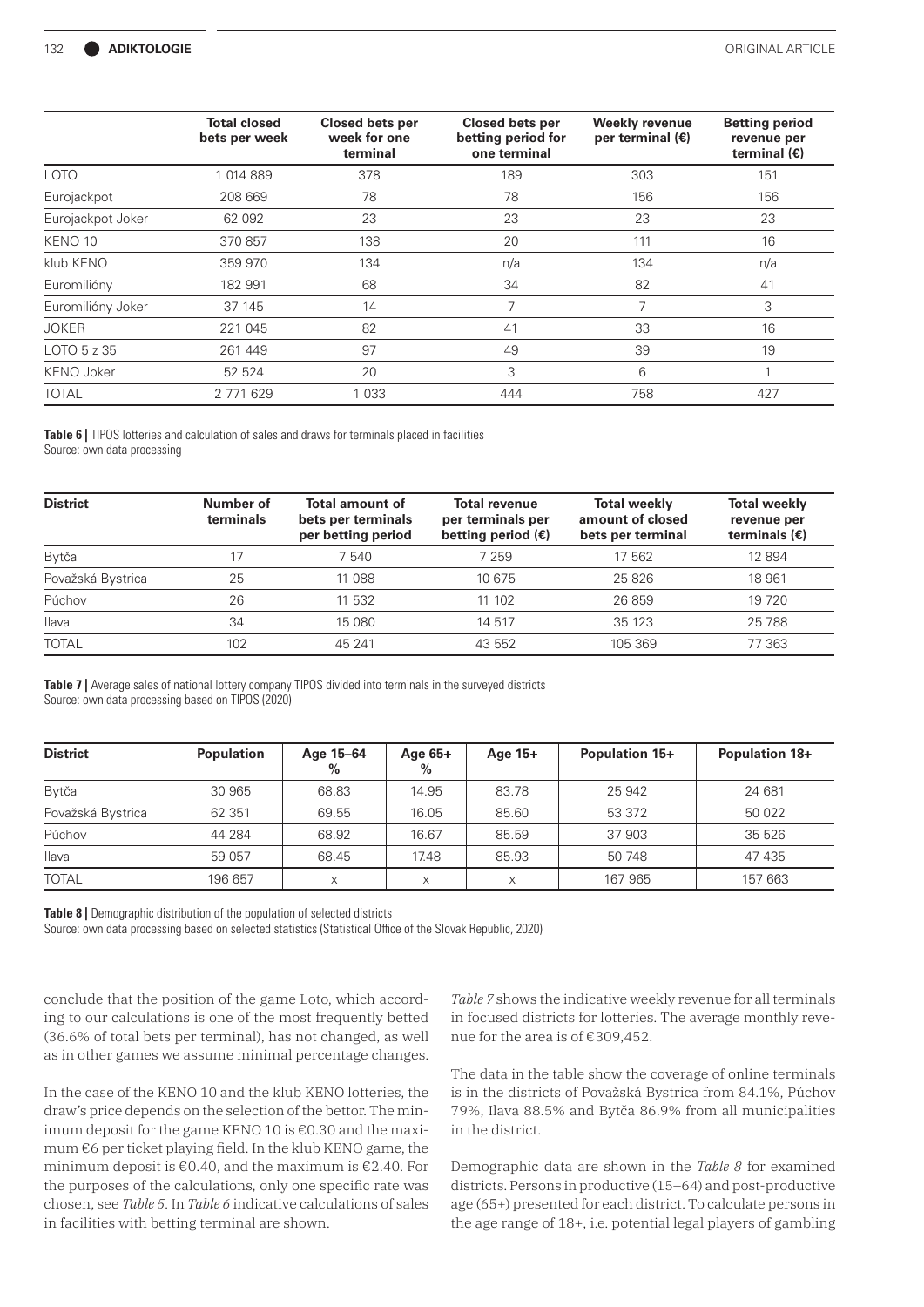| | Total closed bets per week | Closed bets per week for one terminal | Closed bets per betting period for one terminal | Weekly revenue per terminal (€) | Betting period revenue per terminal (€) |
|---|---|---|---|---|---|
| LOTO | 1 014 889 | 378 | 189 | 303 | 151 |
| Eurojackpot | 208 669 | 78 | 78 | 156 | 156 |
| Eurojackpot Joker | 62 092 | 23 | 23 | 23 | 23 |
| KENO 10 | 370 857 | 138 | 20 | 111 | 16 |
| klub KENO | 359 970 | 134 | n/a | 134 | n/a |
| Euromilióny | 182 991 | 68 | 34 | 82 | 41 |
| Euromilióny Joker | 37 145 | 14 | 7 | 7 | 3 |
| JOKER | 221 045 | 82 | 41 | 33 | 16 |
| LOTO 5 z 35 | 261 449 | 97 | 49 | 39 | 19 |
| KENO Joker | 52 524 | 20 | 3 | 6 | 1 |
| TOTAL | 2 771 629 | 1 033 | 444 | 758 | 427 |

**Table 6 |** TIPOS lotteries and calculation of sales and draws for terminals placed in facilities
Source: own data processing

| District | Number of terminals | Total amount of bets per terminals per betting period | Total revenue per terminals per betting period (€) | Total weekly amount of closed bets per terminal | Total weekly revenue per terminals (€) |
|---|---|---|---|---|---|
| Bytča | 17 | 7 540 | 7 259 | 17 562 | 12 894 |
| Považská Bystrica | 25 | 11 088 | 10 675 | 25 826 | 18 961 |
| Púchov | 26 | 11 532 | 11 102 | 26 859 | 19 720 |
| Ilava | 34 | 15 080 | 14 517 | 35 123 | 25 788 |
| TOTAL | 102 | 45 241 | 43 552 | 105 369 | 77 363 |

**Table 7 |** Average sales of national lottery company TIPOS divided into terminals in the surveyed districts
Source: own data processing based on TIPOS (2020)

| District | Population | Age 15–64 % | Age 65+ % | Age 15+ | Population 15+ | Population 18+ |
|---|---|---|---|---|---|---|
| Bytča | 30 965 | 68.83 | 14.95 | 83.78 | 25 942 | 24 681 |
| Považská Bystrica | 62 351 | 69.55 | 16.05 | 85.60 | 53 372 | 50 022 |
| Púchov | 44 284 | 68.92 | 16.67 | 85.59 | 37 903 | 35 526 |
| Ilava | 59 057 | 68.45 | 17.48 | 85.93 | 50 748 | 47 435 |
| TOTAL | 196 657 | x | x | x | 167 965 | 157 663 |

**Table 8 |** Demographic distribution of the population of selected districts
Source: own data processing based on selected statistics (Statistical Office of the Slovak Republic, 2020)

conclude that the position of the game Loto, which according to our calculations is one of the most frequently betted (36.6% of total bets per terminal), has not changed, as well as in other games we assume minimal percentage changes.

In the case of the KENO 10 and the klub KENO lotteries, the draw's price depends on the selection of the bettor. The minimum deposit for the game KENO 10 is €0.30 and the maximum €6 per ticket playing field. In the klub KENO game, the minimum deposit is €0.40, and the maximum is €2.40. For the purposes of the calculations, only one specific rate was chosen, see *Table 5*. In *Table 6* indicative calculations of sales in facilities with betting terminal are shown.

*Table 7* shows the indicative weekly revenue for all terminals in focused districts for lotteries. The average monthly revenue for the area is of €309,452.

The data in the table show the coverage of online terminals is in the districts of Považská Bystrica from 84.1%, Púchov 79%, Ilava 88.5% and Bytča 86.9% from all municipalities in the district.

Demographic data are shown in the *Table 8* for examined districts. Persons in productive (15–64) and post-productive age (65+) presented for each district. To calculate persons in the age range of 18+, i.e. potential legal players of gambling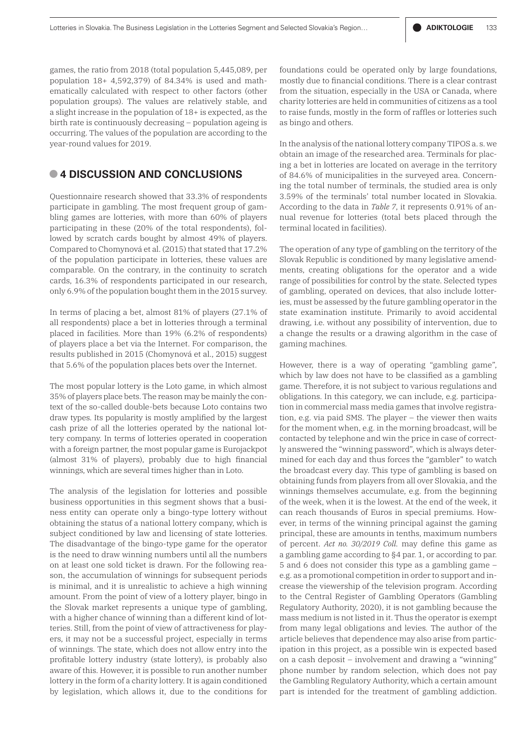games, the ratio from 2018 (total population 5,445,089, per population 18+ 4,592,379) of 84.34% is used and mathematically calculated with respect to other factors (other population groups). The values are relatively stable, and a slight increase in the population of 18+ is expected, as the birth rate is continuously decreasing – population ageing is occurring. The values of the population are according to the year-round values for 2019.

## 4 DISCUSSION AND CONCLUSIONS

Questionnaire research showed that 33.3% of respondents participate in gambling. The most frequent group of gambling games are lotteries, with more than 60% of players participating in these (20% of the total respondents), followed by scratch cards bought by almost 49% of players. Compared to Chomynová et al. (2015) that stated that 17.2% of the population participate in lotteries, these values are comparable. On the contrary, in the continuity to scratch cards, 16.3% of respondents participated in our research, only 6.9% of the population bought them in the 2015 survey.

In terms of placing a bet, almost 81% of players (27.1% of all respondents) place a bet in lotteries through a terminal placed in facilities. More than 19% (6.2% of respondents) of players place a bet via the Internet. For comparison, the results published in 2015 (Chomynová et al., 2015) suggest that 5.6% of the population places bets over the Internet.

The most popular lottery is the Loto game, in which almost 35% of players place bets. The reason may be mainly the context of the so-called double-bets because Loto contains two draw types. Its popularity is mostly amplified by the largest cash prize of all the lotteries operated by the national lottery company. In terms of lotteries operated in cooperation with a foreign partner, the most popular game is Eurojackpot (almost 31% of players), probably due to high financial winnings, which are several times higher than in Loto.

The analysis of the legislation for lotteries and possible business opportunities in this segment shows that a business entity can operate only a bingo-type lottery without obtaining the status of a national lottery company, which is subject conditioned by law and licensing of state lotteries. The disadvantage of the bingo-type game for the operator is the need to draw winning numbers until all the numbers on at least one sold ticket is drawn. For the following reason, the accumulation of winnings for subsequent periods is minimal, and it is unrealistic to achieve a high winning amount. From the point of view of a lottery player, bingo in the Slovak market represents a unique type of gambling, with a higher chance of winning than a different kind of lotteries. Still, from the point of view of attractiveness for players, it may not be a successful project, especially in terms of winnings. The state, which does not allow entry into the profitable lottery industry (state lottery), is probably also aware of this. However, it is possible to run another number lottery in the form of a charity lottery. It is again conditioned by legislation, which allows it, due to the conditions for foundations could be operated only by large foundations, mostly due to financial conditions. There is a clear contrast from the situation, especially in the USA or Canada, where charity lotteries are held in communities of citizens as a tool to raise funds, mostly in the form of raffles or lotteries such as bingo and others.

In the analysis of the national lottery company TIPOS a. s. we obtain an image of the researched area. Terminals for placing a bet in lotteries are located on average in the territory of 84.6% of municipalities in the surveyed area. Concerning the total number of terminals, the studied area is only 3.59% of the terminals' total number located in Slovakia. According to the data in *Table 7*, it represents 0.91% of annual revenue for lotteries (total bets placed through the terminal located in facilities).

The operation of any type of gambling on the territory of the Slovak Republic is conditioned by many legislative amendments, creating obligations for the operator and a wide range of possibilities for control by the state. Selected types of gambling, operated on devices, that also include lotteries, must be assessed by the future gambling operator in the state examination institute. Primarily to avoid accidental drawing, i.e. without any possibility of intervention, due to a change the results or a drawing algorithm in the case of gaming machines.

However, there is a way of operating "gambling game", which by law does not have to be classified as a gambling game. Therefore, it is not subject to various regulations and obligations. In this category, we can include, e.g. participation in commercial mass media games that involve registration, e.g. via paid SMS. The player – the viewer then waits for the moment when, e.g. in the morning broadcast, will be contacted by telephone and win the price in case of correctly answered the "winning password", which is always determined for each day and thus forces the "gambler" to watch the broadcast every day. This type of gambling is based on obtaining funds from players from all over Slovakia, and the winnings themselves accumulate, e.g. from the beginning of the week, when it is the lowest. At the end of the week, it can reach thousands of Euros in special premiums. However, in terms of the winning principal against the gaming principal, these are amounts in tenths, maximum numbers of percent. *Act no. 30/2019 Coll.* may define this game as a gambling game according to §4 par. 1, or according to par. 5 and 6 does not consider this type as a gambling game – e.g. as a promotional competition in order to support and increase the viewership of the television program. According to the Central Register of Gambling Operators (Gambling Regulatory Authority, 2020), it is not gambling because the mass medium is not listed in it. Thus the operator is exempt from many legal obligations and levies. The author of the article believes that dependence may also arise from participation in this project, as a possible win is expected based on a cash deposit – involvement and drawing a "winning" phone number by random selection, which does not pay the Gambling Regulatory Authority, which a certain amount part is intended for the treatment of gambling addiction.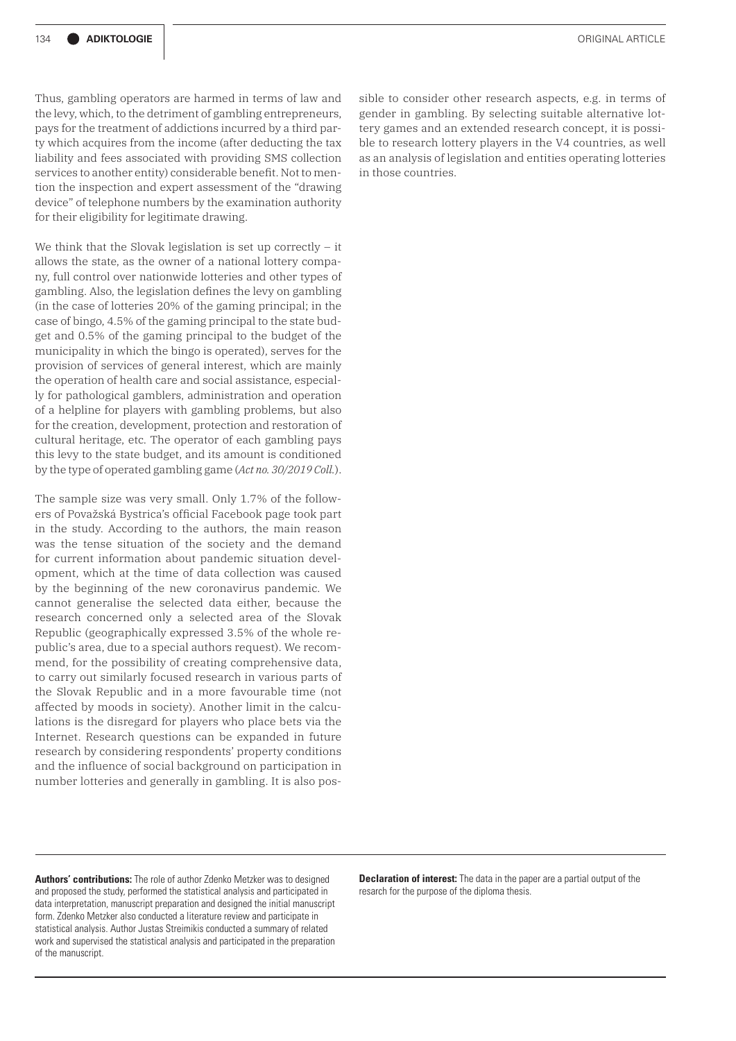Thus, gambling operators are harmed in terms of law and the levy, which, to the detriment of gambling entrepreneurs, pays for the treatment of addictions incurred by a third party which acquires from the income (after deducting the tax liability and fees associated with providing SMS collection services to another entity) considerable benefit. Not to mention the inspection and expert assessment of the "drawing device" of telephone numbers by the examination authority for their eligibility for legitimate drawing.

We think that the Slovak legislation is set up correctly – it allows the state, as the owner of a national lottery company, full control over nationwide lotteries and other types of gambling. Also, the legislation defines the levy on gambling (in the case of lotteries 20% of the gaming principal; in the case of bingo, 4.5% of the gaming principal to the state budget and 0.5% of the gaming principal to the budget of the municipality in which the bingo is operated), serves for the provision of services of general interest, which are mainly the operation of health care and social assistance, especially for pathological gamblers, administration and operation of a helpline for players with gambling problems, but also for the creation, development, protection and restoration of cultural heritage, etc. The operator of each gambling pays this levy to the state budget, and its amount is conditioned by the type of operated gambling game (*Act no. 30/2019 Coll.*).

The sample size was very small. Only 1.7% of the followers of Považská Bystrica's official Facebook page took part in the study. According to the authors, the main reason was the tense situation of the society and the demand for current information about pandemic situation development, which at the time of data collection was caused by the beginning of the new coronavirus pandemic. We cannot generalise the selected data either, because the research concerned only a selected area of the Slovak Republic (geographically expressed 3.5% of the whole republic's area, due to a special authors request). We recommend, for the possibility of creating comprehensive data, to carry out similarly focused research in various parts of the Slovak Republic and in a more favourable time (not affected by moods in society). Another limit in the calculations is the disregard for players who place bets via the Internet. Research questions can be expanded in future research by considering respondents' property conditions and the influence of social background on participation in number lotteries and generally in gambling. It is also possible to consider other research aspects, e.g. in terms of gender in gambling. By selecting suitable alternative lottery games and an extended research concept, it is possible to research lottery players in the V4 countries, as well as an analysis of legislation and entities operating lotteries in those countries.

**Authors' contributions:** The role of author Zdenko Metzker was to designed and proposed the study, performed the statistical analysis and participated in data interpretation, manuscript preparation and designed the initial manuscript form. Zdenko Metzker also conducted a literature review and participate in statistical analysis. Author Justas Streimikis conducted a summary of related work and supervised the statistical analysis and participated in the preparation of the manuscript.

**Declaration of interest:** The data in the paper are a partial output of the resarch for the purpose of the diploma thesis.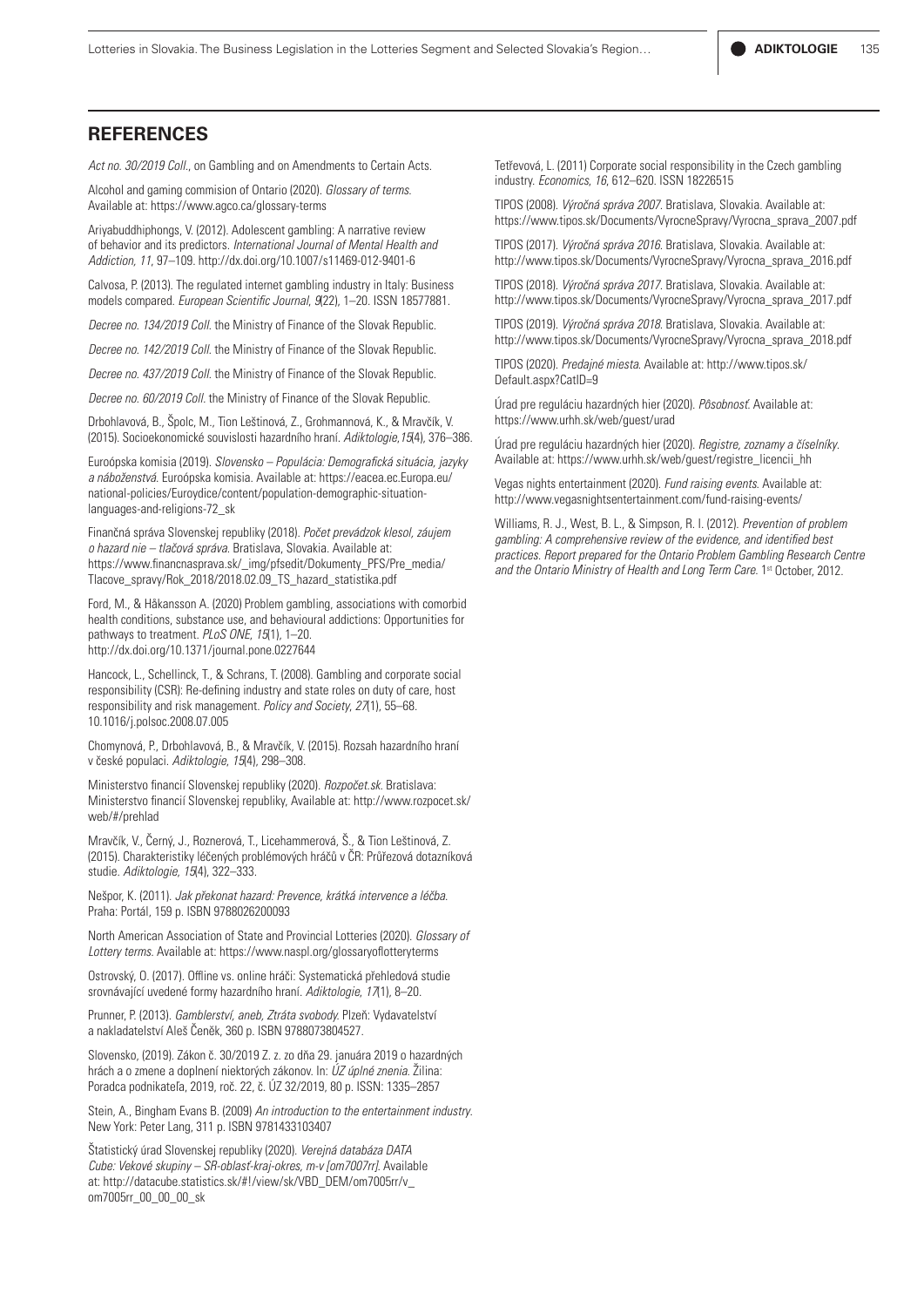## REFERENCES

*Act no. 30/2019 Coll.*, on Gambling and on Amendments to Certain Acts.

Alcohol and gaming commision of Ontario (2020). *Glossary of terms.* Available at: https://www.agco.ca/glossary-terms

Ariyabuddhiphongs, V. (2012). Adolescent gambling: A narrative review of behavior and its predictors. *International Journal of Mental Health and Addiction, 11*, 97–109. http://dx.doi.org/10.1007/s11469-012-9401-6

Calvosa, P. (2013). The regulated internet gambling industry in Italy: Business models compared. *European Scientific Journal*, *9*(22), 1–20. ISSN 18577881.

*Decree no. 134/2019 Coll.* the Ministry of Finance of the Slovak Republic.

*Decree no. 142/2019 Coll.* the Ministry of Finance of the Slovak Republic.

*Decree no. 437/2019 Coll.* the Ministry of Finance of the Slovak Republic.

*Decree no. 60/2019 Coll.* the Ministry of Finance of the Slovak Republic.

Drbohlavová, B., Špolc, M., Tion Leštinová, Z., Grohmannová, K., & Mravčík, V. (2015). Socioekonomické souvislosti hazardního hraní. *Adiktologie,15*(4), 376–386.

Euroópska komisia (2019). *Slovensko – Populácia: Demografická situácia, jazyky a náboženstvá.* Euroópska komisia. Available at: https://eacea.ec.Europa.eu/national-policies/Euroydice/content/population-demographic-situation-languages-and-religions-72_sk

Finančná správa Slovenskej republiky (2018). *Počet prevádzok klesol, záujem o hazard nie – tlačová správa.* Bratislava, Slovakia. Available at: https://www.financnasprava.sk/_img/pfsedit/Dokumenty_PFS/Pre_media/Tlacove_spravy/Rok_2018/2018.02.09_TS_hazard_statistika.pdf

Ford, M., & Håkansson A. (2020) Problem gambling, associations with comorbid health conditions, substance use, and behavioural addictions: Opportunities for pathways to treatment. *PLoS ONE*, *15*(1), 1–20. http://dx.doi.org/10.1371/journal.pone.0227644

Hancock, L., Schellinck, T., & Schrans, T. (2008). Gambling and corporate social responsibility (CSR): Re-defining industry and state roles on duty of care, host responsibility and risk management. *Policy and Society*, *27*(1), 55–68. 10.1016/j.polsoc.2008.07.005

Chomynová, P., Drbohlavová, B., & Mravčík, V. (2015). Rozsah hazardního hraní v české populaci. *Adiktologie, 15*(4), 298–308.

Ministerstvo financií Slovenskej republiky (2020). *Rozpočet.sk.* Bratislava: Ministerstvo financií Slovenskej republiky, Available at: http://www.rozpocet.sk/web/#/prehlad

Mravčík, V., Černý, J., Roznerová, T., Licehammerová, Š., & Tion Leštinová, Z. (2015). Charakteristiky léčených problémových hráčů v ČR: Průřezová dotazníková studie. *Adiktologie, 15*(4), 322–333.

Nešpor, K. (2011). *Jak překonat hazard: Prevence, krátká intervence a léčba.* Praha: Portál, 159 p. ISBN 9788026200093

North American Association of State and Provincial Lotteries (2020). *Glossary of Lottery terms.* Available at: https://www.naspl.org/glossaryoflotteryterms

Ostrovský, O. (2017). Offline vs. online hráči: Systematická přehledová studie srovnávající uvedené formy hazardního hraní. *Adiktologie*, *17*(1), 8–20.

Prunner, P. (2013). *Gamblerství, aneb, Ztráta svobody.* Plzeň: Vydavatelství a nakladatelství Aleš Čeněk, 360 p. ISBN 9788073804527.

Slovensko, (2019). Zákon č. 30/2019 Z. z. zo dňa 29. januára 2019 o hazardných hrách a o zmene a doplnení niektorých zákonov. In: *ÚZ úplné znenia.* Žilina: Poradca podnikateľa, 2019, roč. 22, č. ÚZ 32/2019, 80 p. ISSN: 1335–2857

Stein, A., Bingham Evans B. (2009) *An introduction to the entertainment industry.* New York: Peter Lang, 311 p. ISBN 9781433103407

Štatistický úrad Slovenskej republiky (2020). *Verejná databáza DATA Cube: Vekové skupiny – SR-oblasť-kraj-okres, m-v [om7007rr].* Available at: http://datacube.statistics.sk/#!/view/sk/VBD_DEM/om7005rr/v_om7005rr_00_00_00_sk

Tetřevová, L. (2011) Corporate social responsibility in the Czech gambling industry. *Economics*, *16*, 612–620. ISSN 18226515

TIPOS (2008). *Výročná správa 2007.* Bratislava, Slovakia. Available at: https://www.tipos.sk/Documents/VyrocneSpravy/Vyrocna_sprava_2007.pdf

TIPOS (2017). *Výročná správa 2016.* Bratislava, Slovakia. Available at: http://www.tipos.sk/Documents/VyrocneSpravy/Vyrocna_sprava_2016.pdf

TIPOS (2018). *Výročná správa 2017.* Bratislava, Slovakia. Available at: http://www.tipos.sk/Documents/VyrocneSpravy/Vyrocna_sprava_2017.pdf

TIPOS (2019). *Výročná správa 2018.* Bratislava, Slovakia. Available at: http://www.tipos.sk/Documents/VyrocneSpravy/Vyrocna_sprava_2018.pdf

TIPOS (2020). *Predajné miesta.* Available at: http://www.tipos.sk/Default.aspx?CatID=9

Úrad pre reguláciu hazardných hier (2020). *Pôsobnosť.* Available at: https://www.urhh.sk/web/guest/urad

Úrad pre reguláciu hazardných hier (2020). *Registre, zoznamy a číselníky.* Available at: https://www.urhh.sk/web/guest/registre_licencii_hh

Vegas nights entertainment (2020). *Fund raising events.* Available at: http://www.vegasnightsentertainment.com/fund-raising-events/

Williams, R. J., West, B. L., & Simpson, R. I. (2012). *Prevention of problem gambling: A comprehensive review of the evidence, and identified best practices. Report prepared for the Ontario Problem Gambling Research Centre and the Ontario Ministry of Health and Long Term Care.* 1st October, 2012.